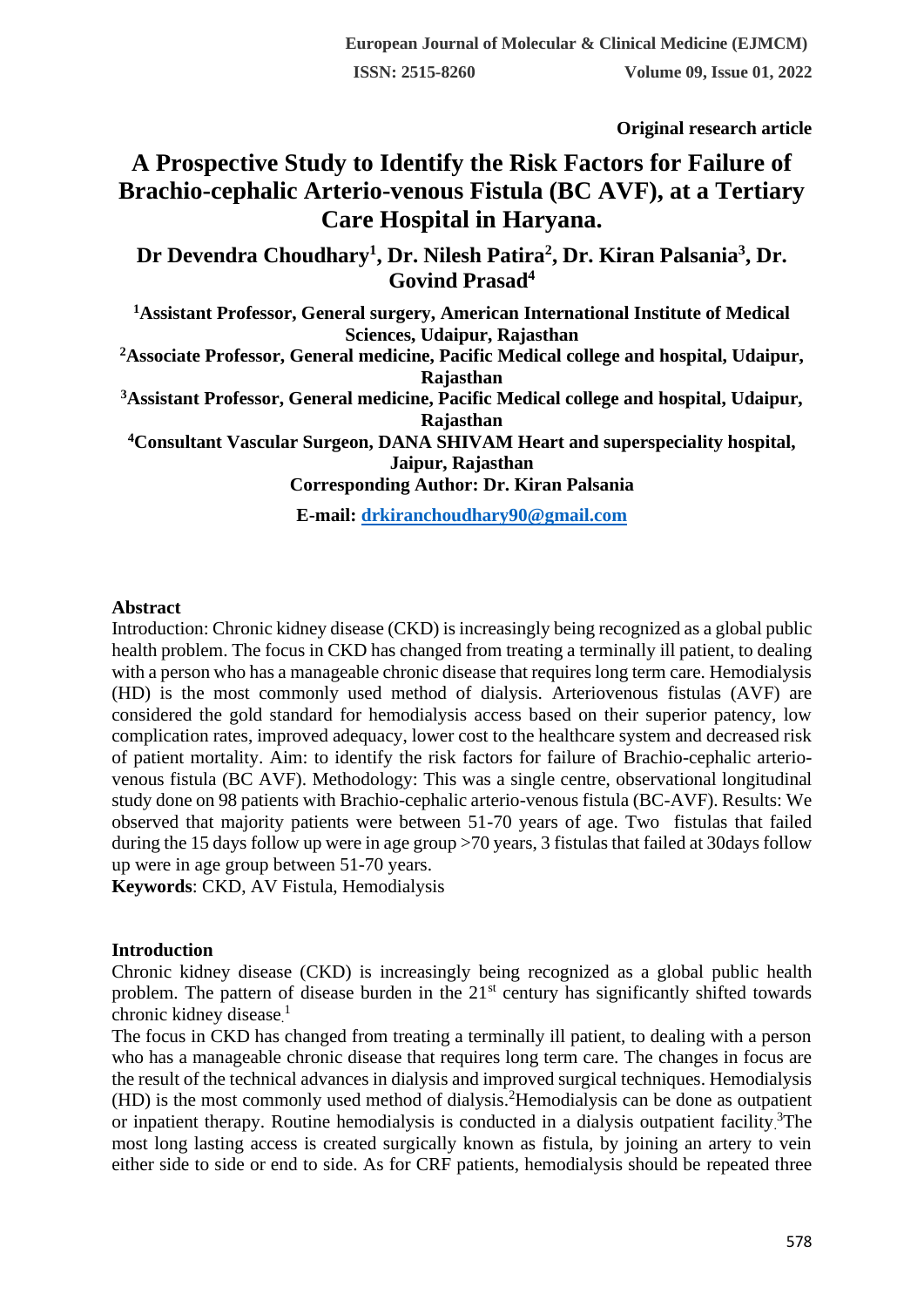**Original research article**

# A Prospective Study to Identify the Risk Factors for Failure of Brachio-cephalic Arterio-venous Fistula (BC AVF), at a Tertiary Care Hospital in Haryana.

**Dr Devendra Choudhary[1], Dr. Nilesh Patira[2], Dr. Kiran Palsania[3], Dr. Govind Prasad[4]**

**[1]Assistant Professor, General surgery, American International Institute of Medical Sciences, Udaipur, Rajasthan**

**[2]Associate Professor, General medicine, Pacific Medical college and hospital, Udaipur, Rajasthan**

**[3]Assistant Professor, General medicine, Pacific Medical college and hospital, Udaipur, Rajasthan**

**[4]Consultant Vascular Surgeon, DANA SHIVAM Heart and superspeciality hospital, Jaipur, Rajasthan**

**Corresponding Author: Dr. Kiran Palsania**

**E-mail: drkiranchoudhary90@gmail.com**

## Abstract

Introduction: Chronic kidney disease (CKD) is increasingly being recognized as a global public health problem. The focus in CKD has changed from treating a terminally ill patient, to dealing with a person who has a manageable chronic disease that requires long term care. Hemodialysis (HD) is the most commonly used method of dialysis. Arteriovenous fistulas (AVF) are considered the gold standard for hemodialysis access based on their superior patency, low complication rates, improved adequacy, lower cost to the healthcare system and decreased risk of patient mortality. Aim: to identify the risk factors for failure of Brachio-cephalic arterio-venous fistula (BC AVF). Methodology: This was a single centre, observational longitudinal study done on 98 patients with Brachio-cephalic arterio-venous fistula (BC-AVF). Results: We observed that majority patients were between 51-70 years of age. Two fistulas that failed during the 15 days follow up were in age group >70 years, 3 fistulas that failed at 30days follow up were in age group between 51-70 years.

**Keywords**: CKD, AV Fistula, Hemodialysis

## Introduction

Chronic kidney disease (CKD) is increasingly being recognized as a global public health problem. The pattern of disease burden in the 21[st] century has significantly shifted towards chronic kidney disease.[1]

The focus in CKD has changed from treating a terminally ill patient, to dealing with a person who has a manageable chronic disease that requires long term care. The changes in focus are the result of the technical advances in dialysis and improved surgical techniques. Hemodialysis (HD) is the most commonly used method of dialysis.[2] Hemodialysis can be done as outpatient or inpatient therapy. Routine hemodialysis is conducted in a dialysis outpatient facility.[3] The most long lasting access is created surgically known as fistula, by joining an artery to vein either side to side or end to side. As for CRF patients, hemodialysis should be repeated three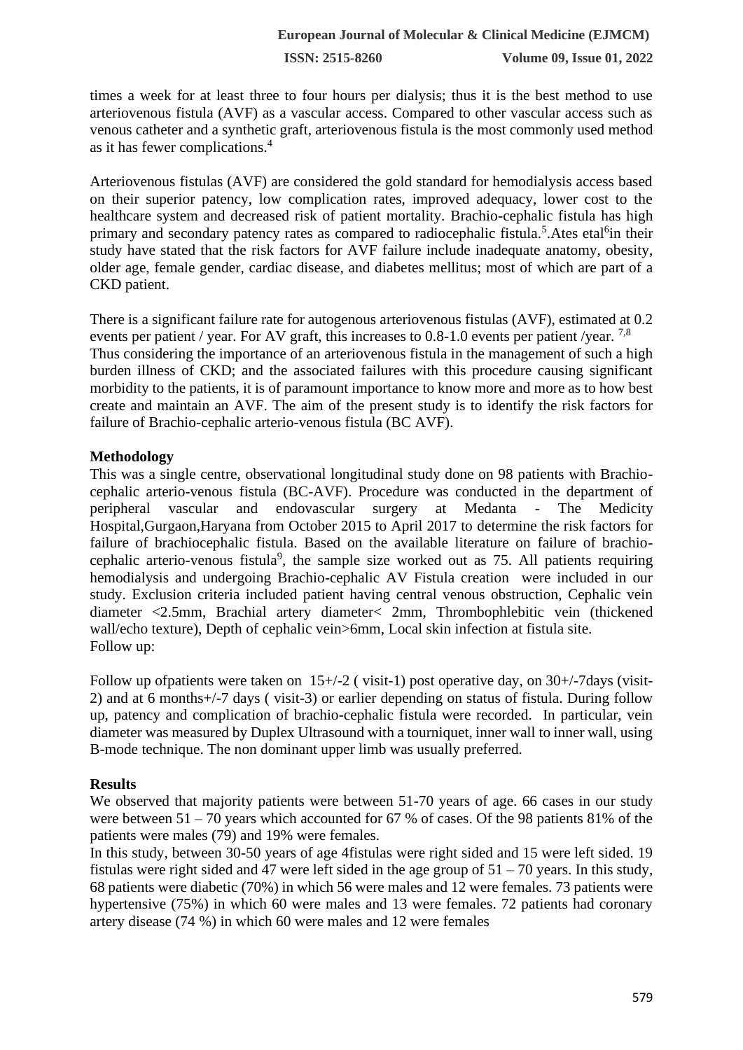times a week for at least three to four hours per dialysis; thus it is the best method to use arteriovenous fistula (AVF) as a vascular access. Compared to other vascular access such as venous catheter and a synthetic graft, arteriovenous fistula is the most commonly used method as it has fewer complications.[4]

Arteriovenous fistulas (AVF) are considered the gold standard for hemodialysis access based on their superior patency, low complication rates, improved adequacy, lower cost to the healthcare system and decreased risk of patient mortality. Brachio-cephalic fistula has high primary and secondary patency rates as compared to radiocephalic fistula.[5].Ates etal[6]in their study have stated that the risk factors for AVF failure include inadequate anatomy, obesity, older age, female gender, cardiac disease, and diabetes mellitus; most of which are part of a CKD patient.

There is a significant failure rate for autogenous arteriovenous fistulas (AVF), estimated at 0.2 events per patient / year. For AV graft, this increases to 0.8-1.0 events per patient /year. [7,8]
Thus considering the importance of an arteriovenous fistula in the management of such a high burden illness of CKD; and the associated failures with this procedure causing significant morbidity to the patients, it is of paramount importance to know more and more as to how best create and maintain an AVF. The aim of the present study is to identify the risk factors for failure of Brachio-cephalic arterio-venous fistula (BC AVF).

## Methodology

This was a single centre, observational longitudinal study done on 98 patients with Brachio-cephalic arterio-venous fistula (BC-AVF). Procedure was conducted in the department of peripheral vascular and endovascular surgery at Medanta - The Medicity Hospital,Gurgaon,Haryana from October 2015 to April 2017 to determine the risk factors for failure of brachiocephalic fistula. Based on the available literature on failure of brachio-cephalic arterio-venous fistula[9], the sample size worked out as 75. All patients requiring hemodialysis and undergoing Brachio-cephalic AV Fistula creation were included in our study. Exclusion criteria included patient having central venous obstruction, Cephalic vein diameter <2.5mm, Brachial artery diameter< 2mm, Thrombophlebitic vein (thickened wall/echo texture), Depth of cephalic vein>6mm, Local skin infection at fistula site.
Follow up:

Follow up ofpatients were taken on 15+/-2 ( visit-1) post operative day, on 30+/-7days (visit-2) and at 6 months+/-7 days ( visit-3) or earlier depending on status of fistula. During follow up, patency and complication of brachio-cephalic fistula were recorded. In particular, vein diameter was measured by Duplex Ultrasound with a tourniquet, inner wall to inner wall, using B-mode technique. The non dominant upper limb was usually preferred.

## Results

We observed that majority patients were between 51-70 years of age. 66 cases in our study were between 51 – 70 years which accounted for 67 % of cases. Of the 98 patients 81% of the patients were males (79) and 19% were females.
In this study, between 30-50 years of age 4fistulas were right sided and 15 were left sided. 19 fistulas were right sided and 47 were left sided in the age group of 51 – 70 years. In this study, 68 patients were diabetic (70%) in which 56 were males and 12 were females. 73 patients were hypertensive (75%) in which 60 were males and 13 were females. 72 patients had coronary artery disease (74 %) in which 60 were males and 12 were females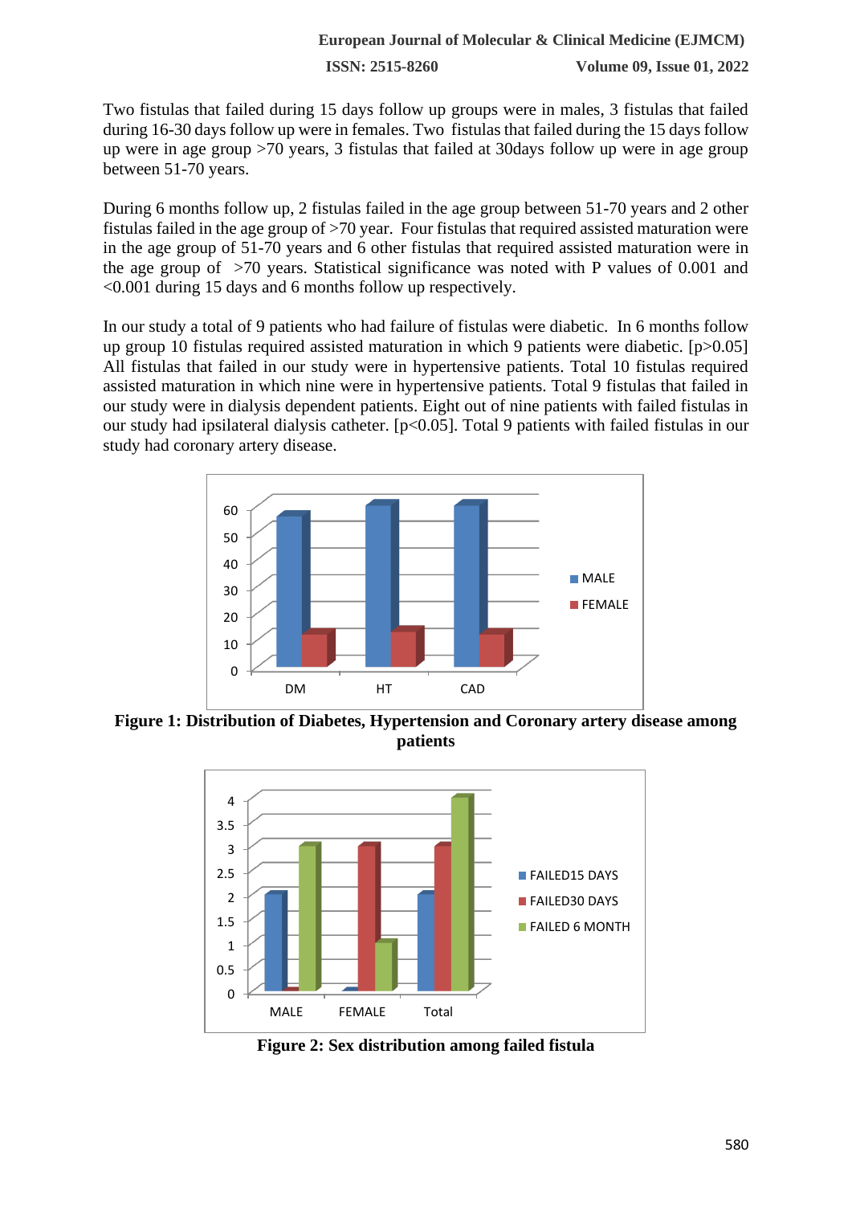Two fistulas that failed during 15 days follow up groups were in males, 3 fistulas that failed during 16-30 days follow up were in females. Two fistulas that failed during the 15 days follow up were in age group >70 years, 3 fistulas that failed at 30days follow up were in age group between 51-70 years.

During 6 months follow up, 2 fistulas failed in the age group between 51-70 years and 2 other fistulas failed in the age group of >70 year. Four fistulas that required assisted maturation were in the age group of 51-70 years and 6 other fistulas that required assisted maturation were in the age group of >70 years. Statistical significance was noted with P values of 0.001 and <0.001 during 15 days and 6 months follow up respectively.

In our study a total of 9 patients who had failure of fistulas were diabetic. In 6 months follow up group 10 fistulas required assisted maturation in which 9 patients were diabetic. [p>0.05] All fistulas that failed in our study were in hypertensive patients. Total 10 fistulas required assisted maturation in which nine were in hypertensive patients. Total 9 fistulas that failed in our study were in dialysis dependent patients. Eight out of nine patients with failed fistulas in our study had ipsilateral dialysis catheter. [p<0.05]. Total 9 patients with failed fistulas in our study had coronary artery disease.

**Figure 1: Distribution of Diabetes, Hypertension and Coronary artery disease among patients**

**Figure 2: Sex distribution among failed fistula**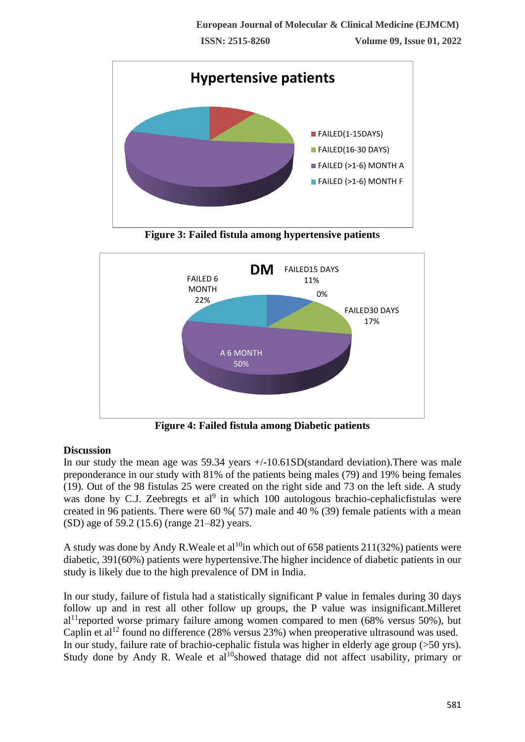Figure 3: Failed fistula among hypertensive patients

Figure 4: Failed fistula among Diabetic patients

### Discussion

In our study the mean age was 59.34 years +/-10.61SD(standard deviation).There was male preponderance in our study with 81% of the patients being males (79) and 19% being females (19). Out of the 98 fistulas 25 were created on the right side and 73 on the left side. A study was done by C.J. Zeebregts et al[9] in which 100 autologous brachio-cephalicfistulas were created in 96 patients. There were 60 %( 57) male and 40 % (39) female patients with a mean (SD) age of 59.2 (15.6) (range 21–82) years.

A study was done by Andy R.Weale et al[10]in which out of 658 patients 211(32%) patients were diabetic, 391(60%) patients were hypertensive.The higher incidence of diabetic patients in our study is likely due to the high prevalence of DM in India.

In our study, failure of fistula had a statistically significant P value in females during 30 days follow up and in rest all other follow up groups, the P value was insignificant.Milleret al[11]reported worse primary failure among women compared to men (68% versus 50%), but Caplin et al[12] found no difference (28% versus 23%) when preoperative ultrasound was used. In our study, failure rate of brachio-cephalic fistula was higher in elderly age group (>50 yrs). Study done by Andy R. Weale et al[10]showed thatage did not affect usability, primary or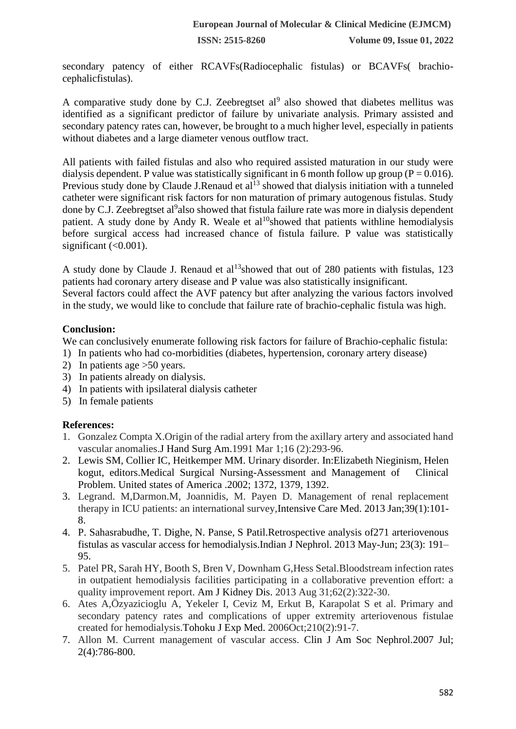secondary patency of either RCAVFs(Radiocephalic fistulas) or BCAVFs( brachio-cephalicfistulas).

A comparative study done by C.J. Zeebregtset al[9] also showed that diabetes mellitus was identified as a significant predictor of failure by univariate analysis. Primary assisted and secondary patency rates can, however, be brought to a much higher level, especially in patients without diabetes and a large diameter venous outflow tract.

All patients with failed fistulas and also who required assisted maturation in our study were dialysis dependent. P value was statistically significant in 6 month follow up group ($P = 0.016$). Previous study done by Claude J.Renaud et al[13] showed that dialysis initiation with a tunneled catheter were significant risk factors for non maturation of primary autogenous fistulas. Study done by C.J. Zeebregtset al[9]also showed that fistula failure rate was more in dialysis dependent patient. A study done by Andy R. Weale et al[10]showed that patients withline hemodialysis before surgical access had increased chance of fistula failure. P value was statistically significant (<0.001).

A study done by Claude J. Renaud et al[13]showed that out of 280 patients with fistulas, 123 patients had coronary artery disease and P value was also statistically insignificant.
Several factors could affect the AVF patency but after analyzing the various factors involved in the study, we would like to conclude that failure rate of brachio-cephalic fistula was high.

**Conclusion:**

We can conclusively enumerate following risk factors for failure of Brachio-cephalic fistula:

1) In patients who had co-morbidities (diabetes, hypertension, coronary artery disease)
2) In patients age >50 years.
3) In patients already on dialysis.
4) In patients with ipsilateral dialysis catheter
5) In female patients

**References:**

1. Gonzalez Compta X.Origin of the radial artery from the axillary artery and associated hand vascular anomalies.J Hand Surg Am.1991 Mar 1;16 (2):293-96.
2. Lewis SM, Collier IC, Heitkemper MM. Urinary disorder. In:Elizabeth Nieginism, Helen kogut, editors.Medical Surgical Nursing-Assessment and Management of Clinical Problem. United states of America .2002; 1372, 1379, 1392.
3. Legrand. M,Darmon.M, Joannidis, M. Payen D. Management of renal replacement therapy in ICU patients: an international survey,Intensive Care Med. 2013 Jan;39(1):101-8.
4. P. Sahasrabudhe, T. Dighe, N. Panse, S Patil.Retrospective analysis of271 arteriovenous fistulas as vascular access for hemodialysis.Indian J Nephrol. 2013 May-Jun; 23(3): 191–95.
5. Patel PR, Sarah HY, Booth S, Bren V, Downham G,Hess Setal.Bloodstream infection rates in outpatient hemodialysis facilities participating in a collaborative prevention effort: a quality improvement report. Am J Kidney Dis. 2013 Aug 31;62(2):322-30.
6. Ates A,Özyazicioglu A, Yekeler I, Ceviz M, Erkut B, Karapolat S et al. Primary and secondary patency rates and complications of upper extremity arteriovenous fistulae created for hemodialysis.Tohoku J Exp Med. 2006Oct;210(2):91-7.
7. Allon M. Current management of vascular access. Clin J Am Soc Nephrol.2007 Jul; 2(4):786-800.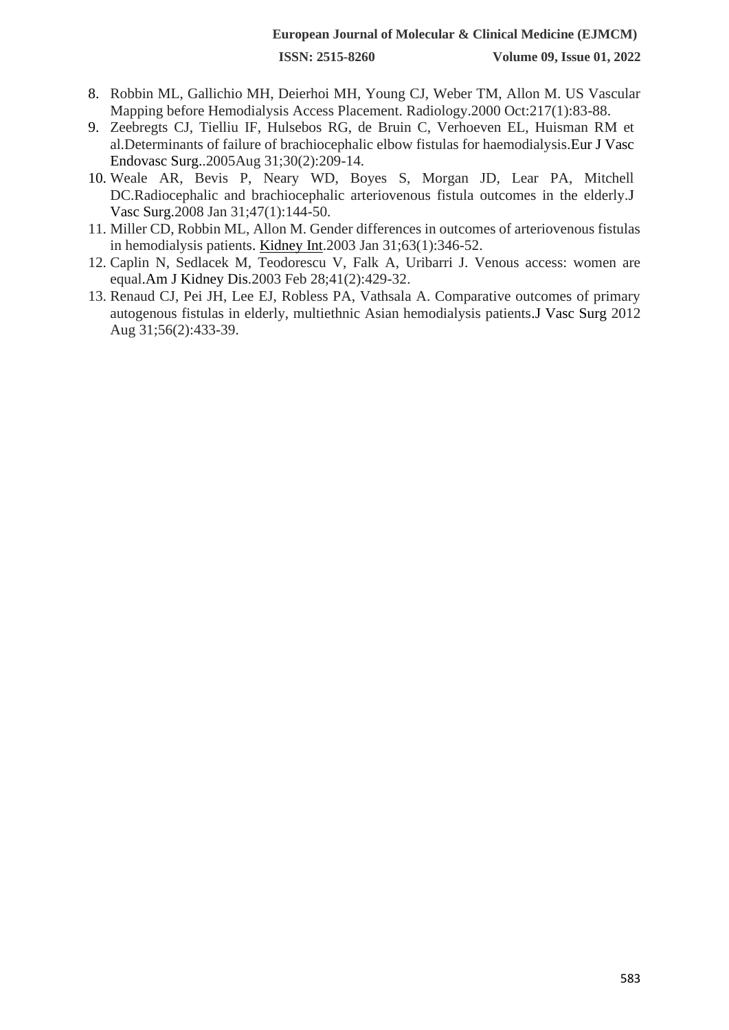8. Robbin ML, Gallichio MH, Deierhoi MH, Young CJ, Weber TM, Allon M. US Vascular Mapping before Hemodialysis Access Placement. Radiology.2000 Oct:217(1):83-88.
9. Zeebregts CJ, Tielliu IF, Hulsebos RG, de Bruin C, Verhoeven EL, Huisman RM et al.Determinants of failure of brachiocephalic elbow fistulas for haemodialysis.Eur J Vasc Endovasc Surg..2005Aug 31;30(2):209-14.
10. Weale AR, Bevis P, Neary WD, Boyes S, Morgan JD, Lear PA, Mitchell DC.Radiocephalic and brachiocephalic arteriovenous fistula outcomes in the elderly.J Vasc Surg.2008 Jan 31;47(1):144-50.
11. Miller CD, Robbin ML, Allon M. Gender differences in outcomes of arteriovenous fistulas in hemodialysis patients. Kidney Int.2003 Jan 31;63(1):346-52.
12. Caplin N, Sedlacek M, Teodorescu V, Falk A, Uribarri J. Venous access: women are equal.Am J Kidney Dis.2003 Feb 28;41(2):429-32.
13. Renaud CJ, Pei JH, Lee EJ, Robless PA, Vathsala A. Comparative outcomes of primary autogenous fistulas in elderly, multiethnic Asian hemodialysis patients.J Vasc Surg 2012 Aug 31;56(2):433-39.